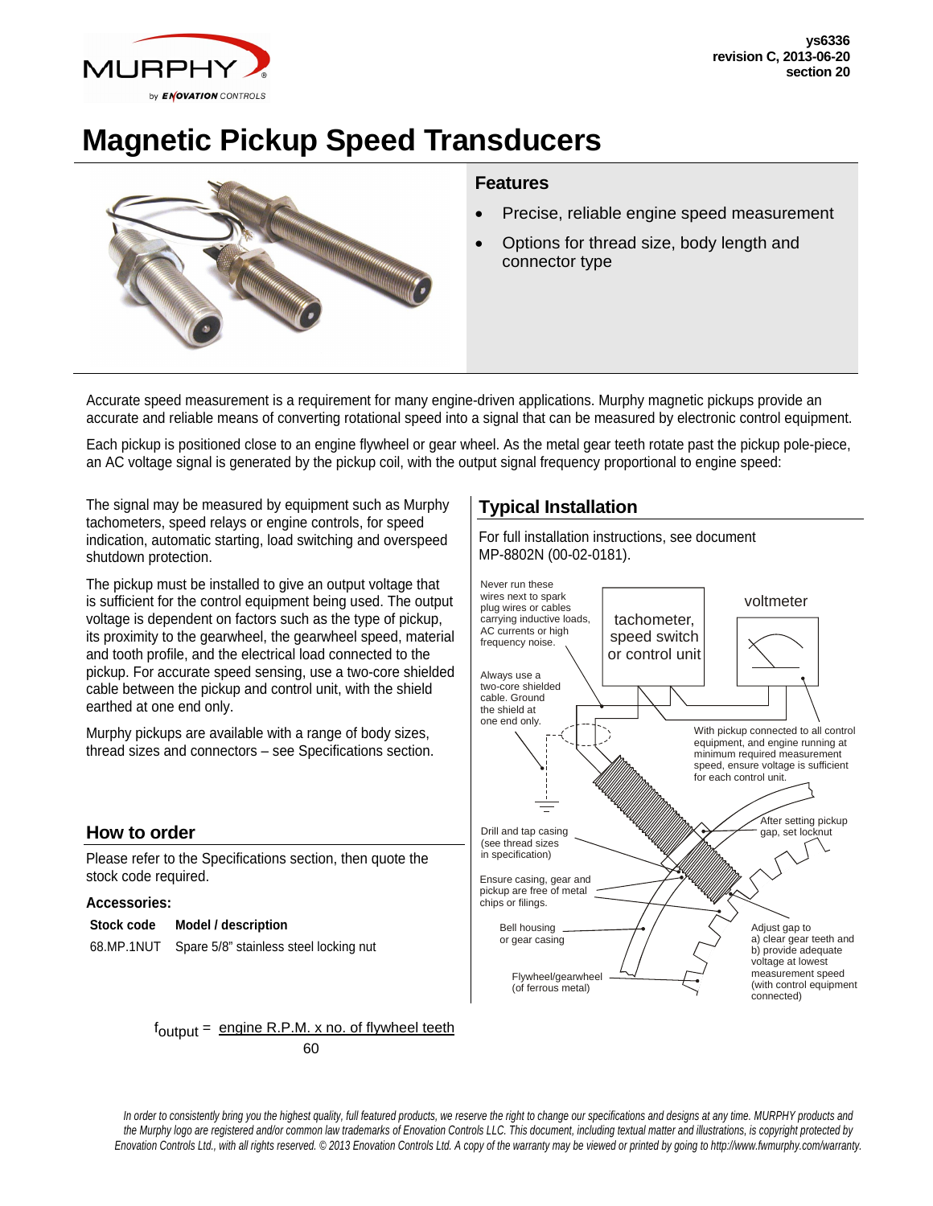# Magnetic Pickup Speed Transducers

## Features

- Precise, reliable engine speed measurement
- Options for thread size, body length and connector type

Accurate speed measurement is a requirement for many engine-driven applications. Murphy magnetic pickups provide an accurate and reliable means of converting rotational speed into a signal that can be measured by electronic control equipment.

Each pickup is positioned close to an engine flywheel or gear wheel. As the metal gear teeth rotate past the pickup pole-piece, an AC voltage signal is generated by the pickup coil, with the output signal frequency proportional to engine speed:

$$f_{output} = \frac{\text{engine R.P.M. x no. of flywheel teeth}}{60}$$

The signal may be measured by equipment such as Murphy tachometers, speed relays or engine controls, for speed indication, automatic starting, load switching and overspeed shutdown protection.

The pickup must be installed to give an output voltage that is sufficient for the control equipment being used. The output voltage is dependent on factors such as the type of pickup, its proximity to the gearwheel, the gearwheel speed, material and tooth profile, and the electrical load connected to the pickup. For accurate speed sensing, use a two-core shielded cable between the pickup and control unit, with the shield earthed at one end only.

Murphy pickups are available with a range of body sizes, thread sizes and connectors – see Specifications section.

## How to order

Please refer to the Specifications section, then quote the stock code required.

### Accessories:

| Stock code | Model / description |
|---|---|
| 68.MP.1NUT | Spare 5/8" stainless steel locking nut |

## Typical Installation

For full installation instructions, see document MP-8802N (00-02-0181).

Never run these wires next to spark plug wires or cables carrying inductive loads, AC currents or high frequency noise.

tachometer, speed switch or control unit

voltmeter

Always use a two-core shielded cable. Ground the shield at one end only.

With pickup connected to all control equipment, and engine running at minimum required measurement speed, ensure voltage is sufficient for each control unit.

After setting pickup gap, set locknut

Drill and tap casing (see thread sizes in specification)

Ensure casing, gear and pickup are free of metal chips or filings.

Bell housing or gear casing

Adjust gap to a) clear gear teeth and b) provide adequate voltage at lowest measurement speed (with control equipment connected)

Flywheel/gearwheel (of ferrous metal)

*In order to consistently bring you the highest quality, full featured products, we reserve the right to change our specifications and designs at any time. MURPHY products and the Murphy logo are registered and/or common law trademarks of Enovation Controls LLC. This document, including textual matter and illustrations, is copyright protected by Enovation Controls Ltd., with all rights reserved. © 2013 Enovation Controls Ltd. A copy of the warranty may be viewed or printed by going to http://www.fwmurphy.com/warranty.*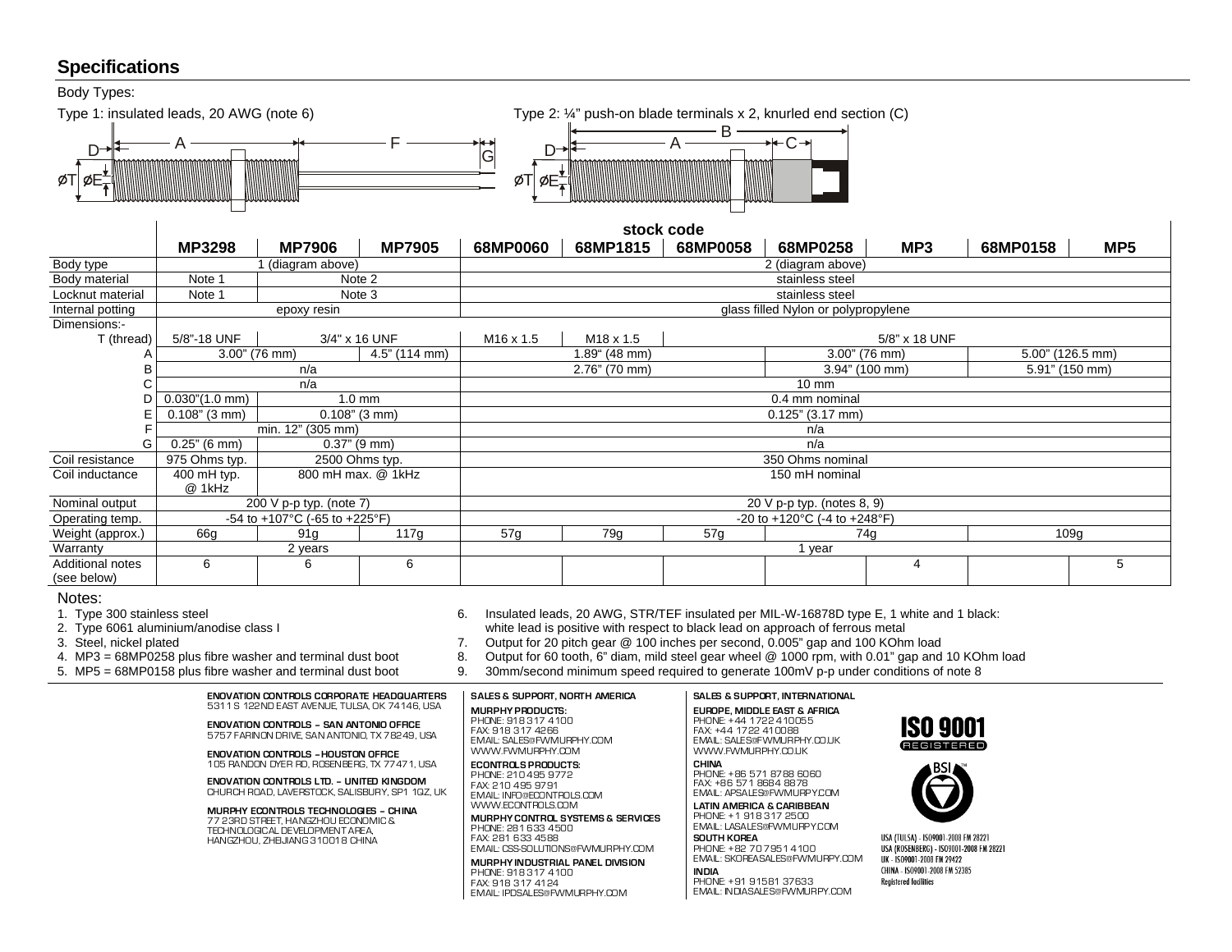## Specifications

Body Types:

Type 1: insulated leads, 20 AWG (note 6)

Type 2: ¼" push-on blade terminals x 2, knurled end section (C)

| | stock code | | | | | | | | | |
|---|---|---|---|---|---|---|---|---|---|---|
| | **MP3298** | **MP7906** | **MP7905** | **68MP0060** | **68MP1815** | **68MP0058** | **68MP0258** | **MP3** | **68MP0158** | **MP5** |
| Body type | 1 (diagram above) | | | 2 (diagram above) | | | | | | |
| Body material | Note 1 | Note 2 | | stainless steel | | | | | | |
| Locknut material | Note 1 | Note 3 | | stainless steel | | | | | | |
| Internal potting | epoxy resin | | | glass filled Nylon or polypropylene | | | | | | |
| Dimensions:- | | | | | | | | | | |
| T (thread) | 5/8"-18 UNF | 3/4" x 16 UNF | | M16 x 1.5 | M18 x 1.5 | 5/8" x 18 UNF | | | | |
| A | 3.00" (76 mm) | | 4.5" (114 mm) | 1.89" (48 mm) | | | 3.00" (76 mm) | | 5.00" (126.5 mm) | |
| B | n/a | | | 2.76" (70 mm) | | | 3.94" (100 mm) | | 5.91" (150 mm) | |
| C | n/a | | | 10 mm | | | | | | |
| D | 0.030"(1.0 mm) | 1.0 mm | | 0.4 mm nominal | | | | | | |
| E | 0.108" (3 mm) | 0.108" (3 mm) | | 0.125" (3.17 mm) | | | | | | |
| F | min. 12" (305 mm) | | | n/a | | | | | | |
| G | 0.25" (6 mm) | 0.37" (9 mm) | | n/a | | | | | | |
| Coil resistance | 975 Ohms typ. | 2500 Ohms typ. | | 350 Ohms nominal | | | | | | |
| Coil inductance | 400 mH typ. @ 1kHz | 800 mH max. @ 1kHz | | 150 mH nominal | | | | | | |
| Nominal output | 200 V p-p typ. (note 7) | | | 20 V p-p typ. (notes 8, 9) | | | | | | |
| Operating temp. | -54 to +107°C (-65 to +225°F) | | | -20 to +120°C (-4 to +248°F) | | | | | | |
| Weight (approx.) | 66g | 91g | 117g | 57g | 79g | 57g | 74g | | 109g | |
| Warranty | 2 years | | | 1 year | | | | | | |
| Additional notes (see below) | 6 | 6 | 6 | | | | | 4 | | 5 |

Notes:

1. Type 300 stainless steel
2. Type 6061 aluminium/anodise class I
3. Steel, nickel plated
4. MP3 = 68MP0258 plus fibre washer and terminal dust boot
5. MP5 = 68MP0158 plus fibre washer and terminal dust boot
6. Insulated leads, 20 AWG, STR/TEF insulated per MIL-W-16878D type E, 1 white and 1 black: white lead is positive with respect to black lead on approach of ferrous metal
7. Output for 20 pitch gear @ 100 inches per second, 0.005" gap and 100 KOhm load
8. Output for 60 tooth, 6" diam, mild steel gear wheel @ 1000 rpm, with 0.01" gap and 10 KOhm load
9. 30mm/second minimum speed required to generate 100mV p-p under conditions of note 8

**ENOVATION CONTROLS CORPORATE HEADQUARTERS**
5311 S 122ND EAST AVENUE, TULSA, OK 74146, USA

**ENOVATION CONTROLS – SAN ANTONIO OFFICE**
5757 FARINON DRIVE, SAN ANTONIO, TX 78249, USA

**ENOVATION CONTROLS – HOUSTON OFFICE**
105 RANDON DYER RD, ROSENBERG, TX 77471, USA

**ENOVATION CONTROLS LTD. – UNITED KINGDOM**
CHURCH ROAD, LAVERSTOCK, SALISBURY, SP1 1QZ, UK

**MURPHY ECONTROLS TECHNOLOGIES – CHINA**
77 23RD STREET, HANGZHOU ECONOMIC & TECHNOLOGICAL DEVELOPMENT AREA, HANGZHOU, ZHEJIANG 310018 CHINA

**SALES & SUPPORT, NORTH AMERICA**

**MURPHY PRODUCTS:**
PHONE: 918 317 4100
FAX: 918 317 4266
EMAIL: SALES@FWMURPHY.COM
WWW.FWMURPHY.COM

**ECONTROLS PRODUCTS:**
PHONE: 210 495 9772
FAX: 210 495 9791
EMAIL: INFO@ECONTROLS.COM
WWW.ECONTROLS.COM

**MURPHY CONTROL SYSTEMS & SERVICES**
PHONE: 281 633 4500
FAX: 281 633 4588
EMAIL: CSS-SOLUTIONS@FWMURPHY.COM

**MURPHY INDUSTRIAL PANEL DIVISION**
PHONE: 918 317 4100
FAX: 918 317 4124
EMAIL: IPDSALES@FWMURPHY.COM

**SALES & SUPPORT, INTERNATIONAL**

**EUROPE, MIDDLE EAST & AFRICA**
PHONE: +44 1722 410055
FAX: +44 1722 410088
EMAIL: SALES@FWMURPHY.CO.UK
WWW.FWMURPHY.CO.UK

**CHINA**
PHONE: +86 571 8788 6060
FAX: +86 571 8684 8878
EMAIL: APSALES@FWMURPY.COM

**LATIN AMERICA & CARIBBEAN**
PHONE: +1 918 317 2500
EMAIL: LASALES@FWMURPY.COM

**SOUTH KOREA**
PHONE: +82 70 7951 4100
EMAIL: SKOREASALES@FWMURPY.COM

**INDIA**
PHONE: +91 91581 37633
EMAIL: INDIASALES@FWMURPY.COM

ISO 9001 REGISTERED

USA (TULSA) - ISO9001-2008 FM 28221
USA (ROSENBERG) - ISO9001-2008 FM 28221
UK - ISO9001-2008 FM 29422
CHINA - ISO9001-2008 FM 52385
Registered facilities